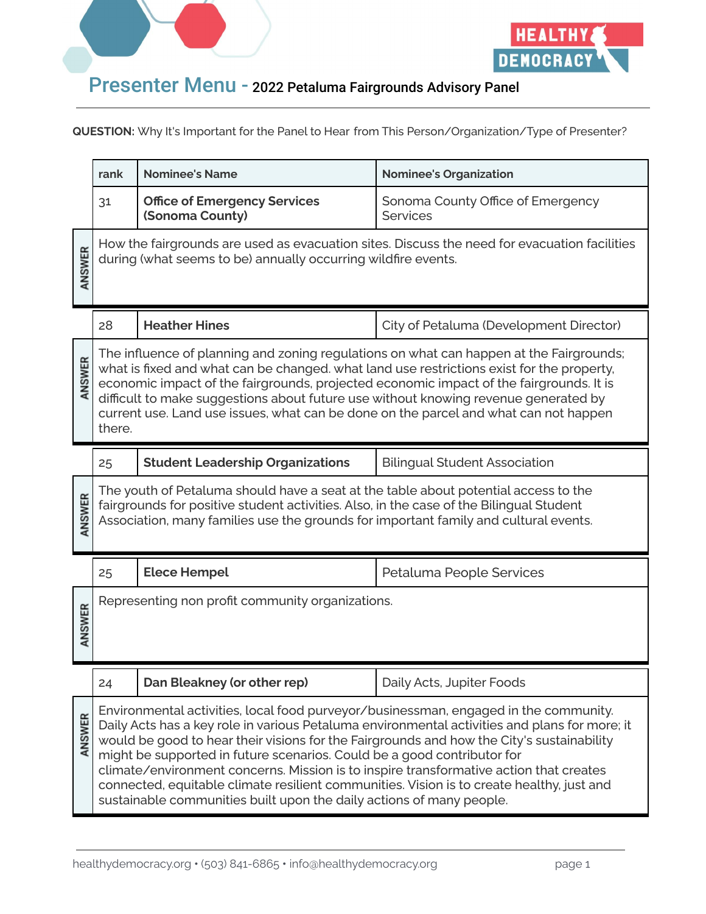# Presenter Menu - 2022 Petaluma Fairgrounds Advisory Panel

**QUESTION:** Why It's Important for the Panel to Hear from This Person/Organization/Type of Presenter?

| rank | Nominee's Name | Nominee's Organization |
|---|---|---|
| 31 | **Office of Emergency Services (Sonoma County)** | Sonoma County Office of Emergency Services |

**ANSWER:** How the fairgrounds are used as evacuation sites. Discuss the need for evacuation facilities during (what seems to be) annually occurring wildfire events.

| rank | Nominee's Name | Nominee's Organization |
|---|---|---|
| 28 | **Heather Hines** | City of Petaluma (Development Director) |

**ANSWER:** The influence of planning and zoning regulations on what can happen at the Fairgrounds; what is fixed and what can be changed. what land use restrictions exist for the property, economic impact of the fairgrounds, projected economic impact of the fairgrounds. It is difficult to make suggestions about future use without knowing revenue generated by current use. Land use issues, what can be done on the parcel and what can not happen there.

| rank | Nominee's Name | Nominee's Organization |
|---|---|---|
| 25 | **Student Leadership Organizations** | Bilingual Student Association |

**ANSWER:** The youth of Petaluma should have a seat at the table about potential access to the fairgrounds for positive student activities. Also, in the case of the Bilingual Student Association, many families use the grounds for important family and cultural events.

| rank | Nominee's Name | Nominee's Organization |
|---|---|---|
| 25 | **Elece Hempel** | Petaluma People Services |

**ANSWER:** Representing non profit community organizations.

| rank | Nominee's Name | Nominee's Organization |
|---|---|---|
| 24 | **Dan Bleakney (or other rep)** | Daily Acts, Jupiter Foods |

**ANSWER:** Environmental activities, local food purveyor/businessman, engaged in the community. Daily Acts has a key role in various Petaluma environmental activities and plans for more; it would be good to hear their visions for the Fairgrounds and how the City's sustainability might be supported in future scenarios. Could be a good contributor for climate/environment concerns. Mission is to inspire transformative action that creates connected, equitable climate resilient communities. Vision is to create healthy, just and sustainable communities built upon the daily actions of many people.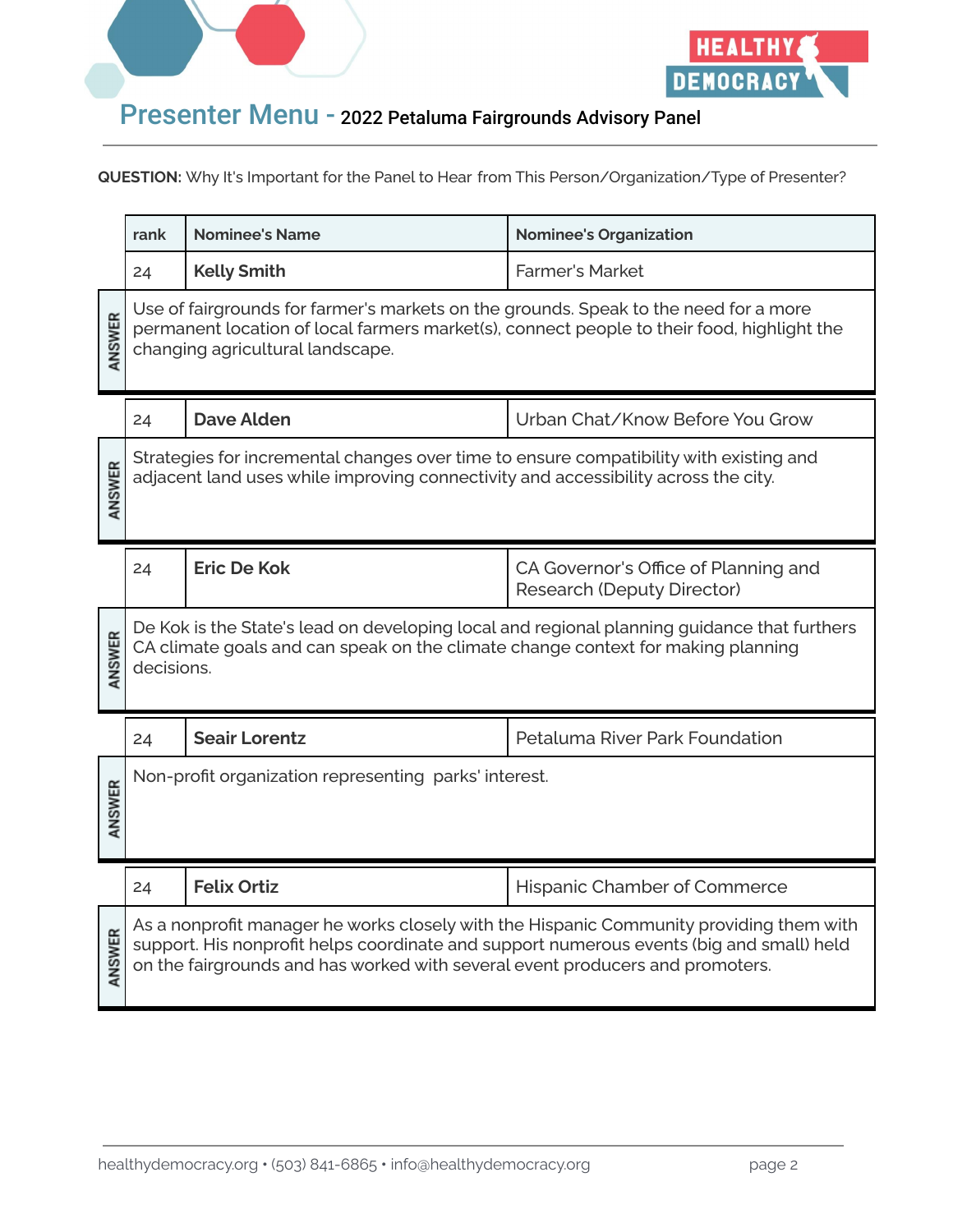# Presenter Menu - 2022 Petaluma Fairgrounds Advisory Panel

**QUESTION:** Why It's Important for the Panel to Hear from This Person/Organization/Type of Presenter?

| rank | Nominee's Name | Nominee's Organization |
|---|---|---|
| 24 | **Kelly Smith** | Farmer's Market |
| ANSWER | Use of fairgrounds for farmer's markets on the grounds. Speak to the need for a more permanent location of local farmers market(s), connect people to their food, highlight the changing agricultural landscape. | |
| 24 | **Dave Alden** | Urban Chat/Know Before You Grow |
| ANSWER | Strategies for incremental changes over time to ensure compatibility with existing and adjacent land uses while improving connectivity and accessibility across the city. | |
| 24 | **Eric De Kok** | CA Governor's Office of Planning and Research (Deputy Director) |
| ANSWER | De Kok is the State's lead on developing local and regional planning guidance that furthers CA climate goals and can speak on the climate change context for making planning decisions. | |
| 24 | **Seair Lorentz** | Petaluma River Park Foundation |
| ANSWER | Non-profit organization representing parks' interest. | |
| 24 | **Felix Ortiz** | Hispanic Chamber of Commerce |
| ANSWER | As a nonprofit manager he works closely with the Hispanic Community providing them with support. His nonprofit helps coordinate and support numerous events (big and small) held on the fairgrounds and has worked with several event producers and promoters. | |

healthydemocracy.org • (503) 841-6865 • info@healthydemocracy.org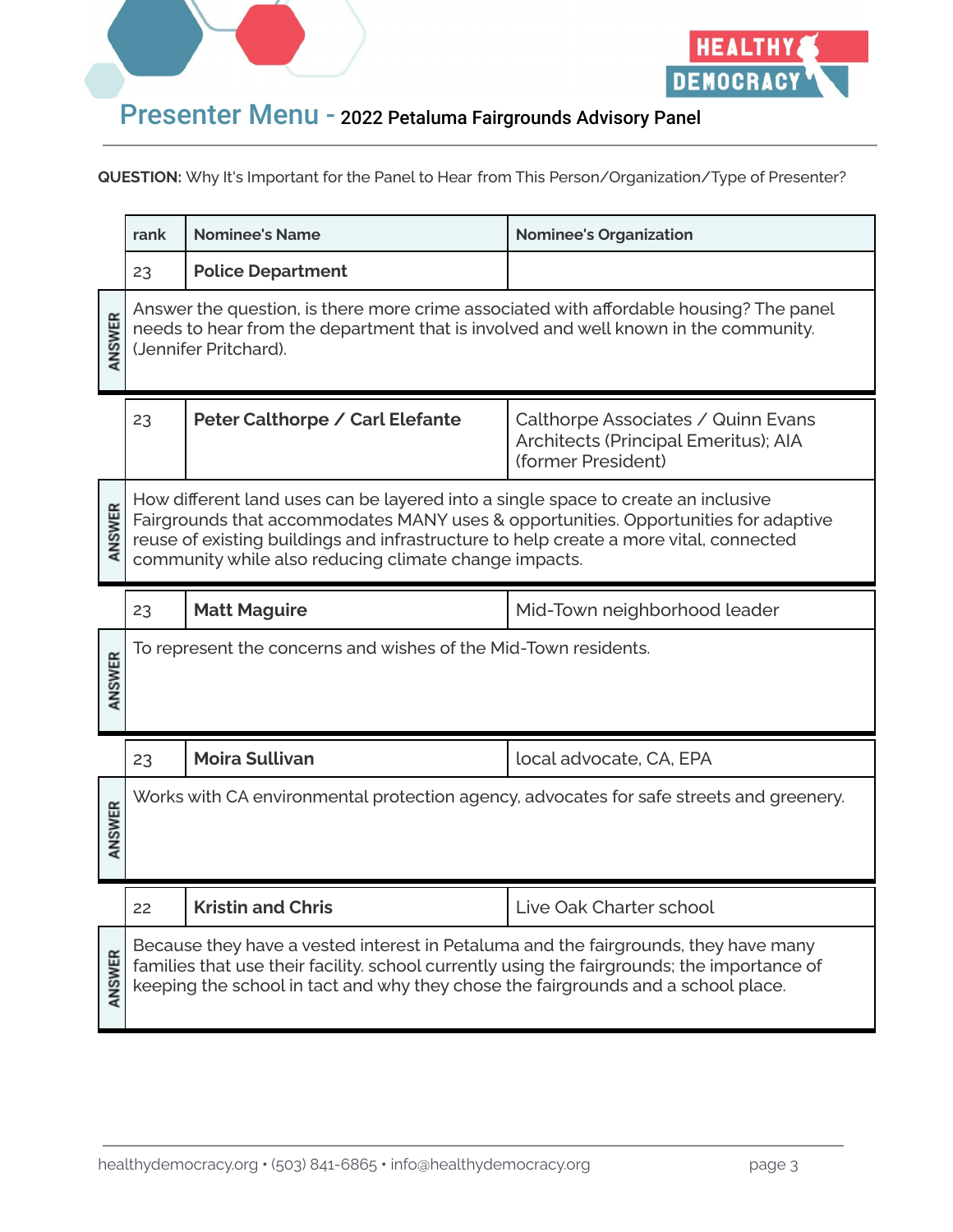# Presenter Menu - 2022 Petaluma Fairgrounds Advisory Panel

**QUESTION:** Why It's Important for the Panel to Hear from This Person/Organization/Type of Presenter?

| rank | Nominee's Name | Nominee's Organization |
|---|---|---|
| 23 | **Police Department** | |

**ANSWER:** Answer the question, is there more crime associated with affordable housing? The panel needs to hear from the department that is involved and well known in the community. (Jennifer Pritchard).

| rank | Nominee's Name | Nominee's Organization |
|---|---|---|
| 23 | **Peter Calthorpe / Carl Elefante** | Calthorpe Associates / Quinn Evans Architects (Principal Emeritus); AIA (former President) |

**ANSWER:** How different land uses can be layered into a single space to create an inclusive Fairgrounds that accommodates MANY uses & opportunities. Opportunities for adaptive reuse of existing buildings and infrastructure to help create a more vital, connected community while also reducing climate change impacts.

| rank | Nominee's Name | Nominee's Organization |
|---|---|---|
| 23 | **Matt Maguire** | Mid-Town neighborhood leader |

**ANSWER:** To represent the concerns and wishes of the Mid-Town residents.

| rank | Nominee's Name | Nominee's Organization |
|---|---|---|
| 23 | **Moira Sullivan** | local advocate, CA, EPA |

**ANSWER:** Works with CA environmental protection agency, advocates for safe streets and greenery.

| rank | Nominee's Name | Nominee's Organization |
|---|---|---|
| 22 | **Kristin and Chris** | Live Oak Charter school |

**ANSWER:** Because they have a vested interest in Petaluma and the fairgrounds, they have many families that use their facility. school currently using the fairgrounds; the importance of keeping the school in tact and why they chose the fairgrounds and a school place.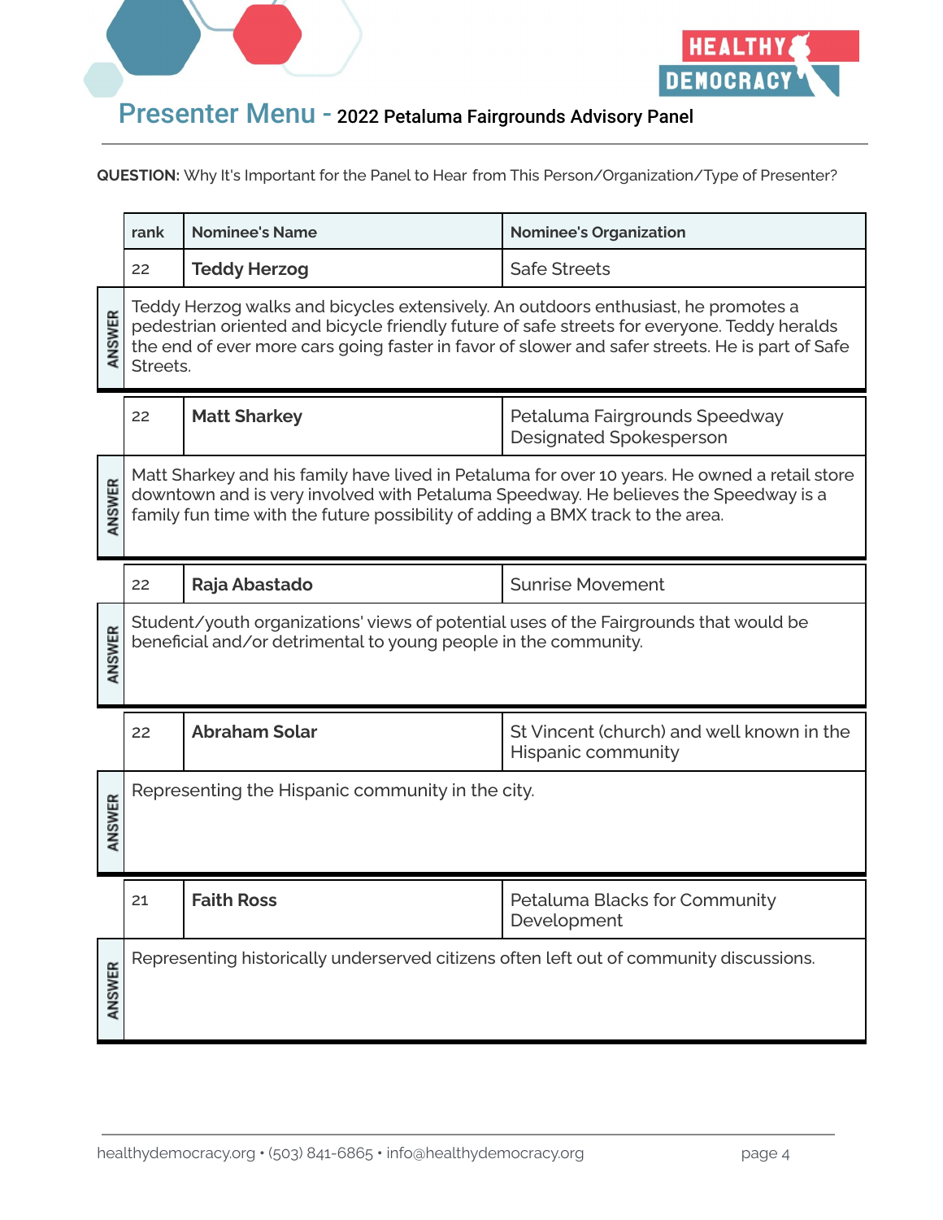## Presenter Menu - 2022 Petaluma Fairgrounds Advisory Panel

**QUESTION:** Why It's Important for the Panel to Hear from This Person/Organization/Type of Presenter?

| rank | Nominee's Name | Nominee's Organization |
|---|---|---|
| 22 | **Teddy Herzog** | Safe Streets |
| ANSWER | Teddy Herzog walks and bicycles extensively. An outdoors enthusiast, he promotes a pedestrian oriented and bicycle friendly future of safe streets for everyone. Teddy heralds the end of ever more cars going faster in favor of slower and safer streets. He is part of Safe Streets. | |
| 22 | **Matt Sharkey** | Petaluma Fairgrounds Speedway Designated Spokesperson |
| ANSWER | Matt Sharkey and his family have lived in Petaluma for over 10 years. He owned a retail store downtown and is very involved with Petaluma Speedway. He believes the Speedway is a family fun time with the future possibility of adding a BMX track to the area. | |
| 22 | **Raja Abastado** | Sunrise Movement |
| ANSWER | Student/youth organizations' views of potential uses of the Fairgrounds that would be beneficial and/or detrimental to young people in the community. | |
| 22 | **Abraham Solar** | St Vincent (church) and well known in the Hispanic community |
| ANSWER | Representing the Hispanic community in the city. | |
| 21 | **Faith Ross** | Petaluma Blacks for Community Development |
| ANSWER | Representing historically underserved citizens often left out of community discussions. | |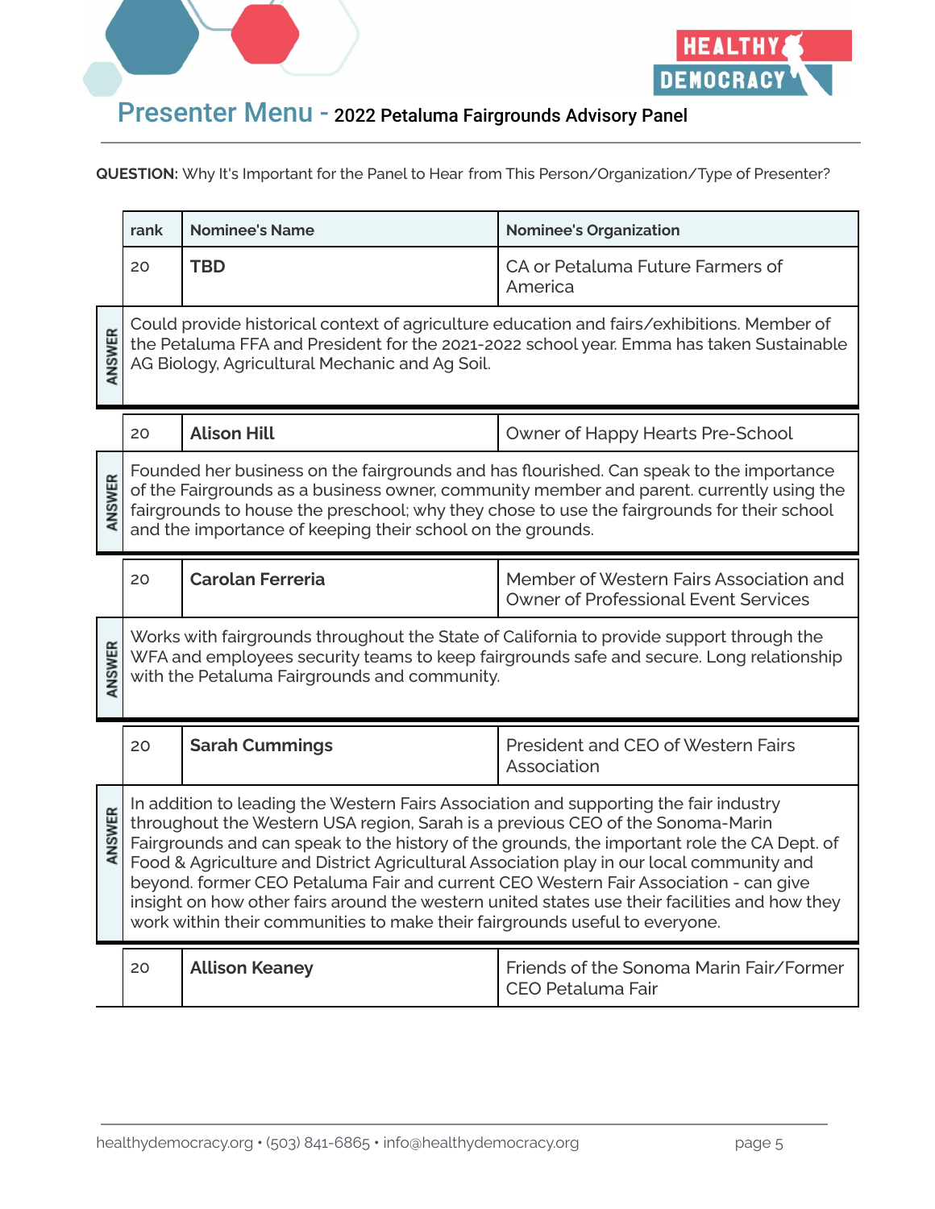## Presenter Menu - 2022 Petaluma Fairgrounds Advisory Panel

**QUESTION:** Why It's Important for the Panel to Hear from This Person/Organization/Type of Presenter?

| rank | Nominee's Name | Nominee's Organization |
|---|---|---|
| 20 | **TBD** | CA or Petaluma Future Farmers of America |

**ANSWER:** Could provide historical context of agriculture education and fairs/exhibitions. Member of the Petaluma FFA and President for the 2021-2022 school year. Emma has taken Sustainable AG Biology, Agricultural Mechanic and Ag Soil.

| rank | Nominee's Name | Nominee's Organization |
|---|---|---|
| 20 | **Alison Hill** | Owner of Happy Hearts Pre-School |

**ANSWER:** Founded her business on the fairgrounds and has flourished. Can speak to the importance of the Fairgrounds as a business owner, community member and parent. currently using the fairgrounds to house the preschool; why they chose to use the fairgrounds for their school and the importance of keeping their school on the grounds.

| rank | Nominee's Name | Nominee's Organization |
|---|---|---|
| 20 | **Carolan Ferreria** | Member of Western Fairs Association and Owner of Professional Event Services |

**ANSWER:** Works with fairgrounds throughout the State of California to provide support through the WFA and employees security teams to keep fairgrounds safe and secure. Long relationship with the Petaluma Fairgrounds and community.

| rank | Nominee's Name | Nominee's Organization |
|---|---|---|
| 20 | **Sarah Cummings** | President and CEO of Western Fairs Association |

**ANSWER:** In addition to leading the Western Fairs Association and supporting the fair industry throughout the Western USA region, Sarah is a previous CEO of the Sonoma-Marin Fairgrounds and can speak to the history of the grounds, the important role the CA Dept. of Food & Agriculture and District Agricultural Association play in our local community and beyond. former CEO Petaluma Fair and current CEO Western Fair Association - can give insight on how other fairs around the western united states use their facilities and how they work within their communities to make their fairgrounds useful to everyone.

| rank | Nominee's Name | Nominee's Organization |
|---|---|---|
| 20 | **Allison Keaney** | Friends of the Sonoma Marin Fair/Former CEO Petaluma Fair |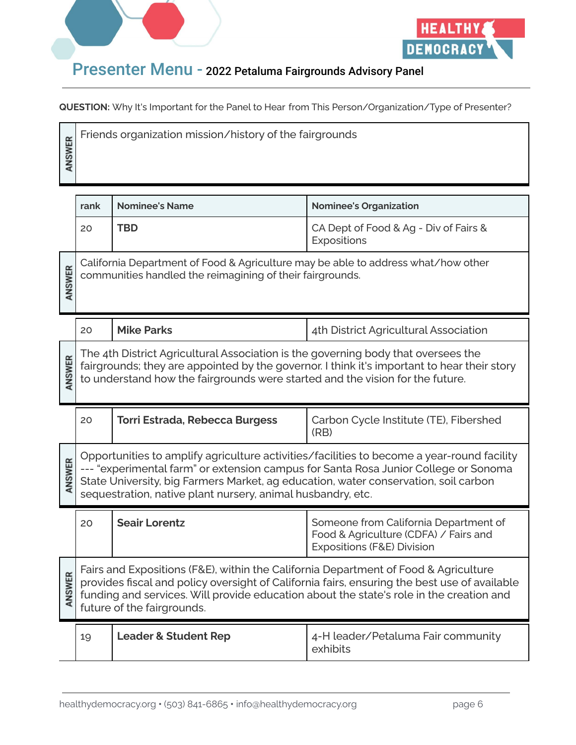## Presenter Menu - 2022 Petaluma Fairgrounds Advisory Panel

**QUESTION:** Why It's Important for the Panel to Hear from This Person/Organization/Type of Presenter?

**ANSWER:** Friends organization mission/history of the fairgrounds

| rank | Nominee's Name | Nominee's Organization |
|---|---|---|
| 20 | **TBD** | CA Dept of Food & Ag - Div of Fairs & Expositions |

**ANSWER:** California Department of Food & Agriculture may be able to address what/how other communities handled the reimagining of their fairgrounds.

| rank | Nominee's Name | Nominee's Organization |
|---|---|---|
| 20 | **Mike Parks** | 4th District Agricultural Association |

**ANSWER:** The 4th District Agricultural Association is the governing body that oversees the fairgrounds; they are appointed by the governor. I think it's important to hear their story to understand how the fairgrounds were started and the vision for the future.

| rank | Nominee's Name | Nominee's Organization |
|---|---|---|
| 20 | **Torri Estrada, Rebecca Burgess** | Carbon Cycle Institute (TE), Fibershed (RB) |

**ANSWER:** Opportunities to amplify agriculture activities/facilities to become a year-round facility --- "experimental farm" or extension campus for Santa Rosa Junior College or Sonoma State University, big Farmers Market, ag education, water conservation, soil carbon sequestration, native plant nursery, animal husbandry, etc.

| rank | Nominee's Name | Nominee's Organization |
|---|---|---|
| 20 | **Seair Lorentz** | Someone from California Department of Food & Agriculture (CDFA) / Fairs and Expositions (F&E) Division |

**ANSWER:** Fairs and Expositions (F&E), within the California Department of Food & Agriculture provides fiscal and policy oversight of California fairs, ensuring the best use of available funding and services. Will provide education about the state's role in the creation and future of the fairgrounds.

| rank | Nominee's Name | Nominee's Organization |
|---|---|---|
| 19 | **Leader & Student Rep** | 4-H leader/Petaluma Fair community exhibits |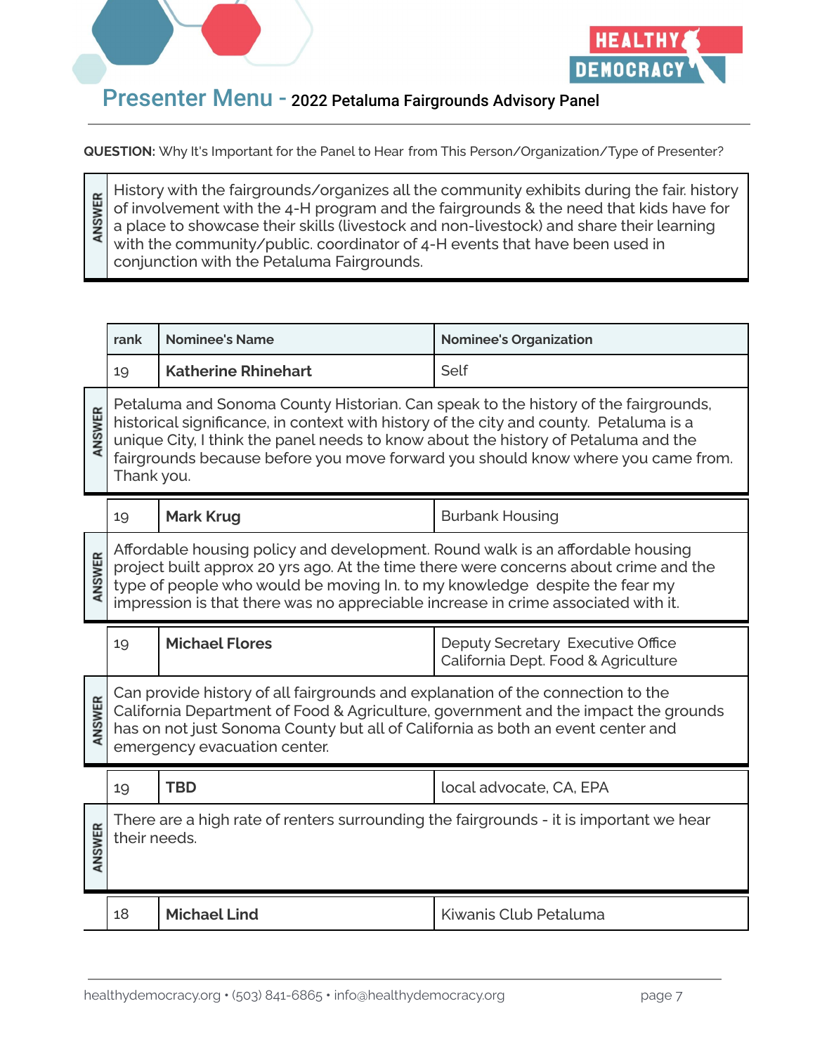## Presenter Menu - 2022 Petaluma Fairgrounds Advisory Panel

**QUESTION:** Why It's Important for the Panel to Hear from This Person/Organization/Type of Presenter?

**ANSWER:** History with the fairgrounds/organizes all the community exhibits during the fair. history of involvement with the 4-H program and the fairgrounds & the need that kids have for a place to showcase their skills (livestock and non-livestock) and share their learning with the community/public. coordinator of 4-H events that have been used in conjunction with the Petaluma Fairgrounds.

| rank | Nominee's Name | Nominee's Organization |
|---|---|---|
| 19 | **Katherine Rhinehart** | Self |

**ANSWER:** Petaluma and Sonoma County Historian. Can speak to the history of the fairgrounds, historical significance, in context with history of the city and county. Petaluma is a unique City, I think the panel needs to know about the history of Petaluma and the fairgrounds because before you move forward you should know where you came from. Thank you.

| rank | Nominee's Name | Nominee's Organization |
|---|---|---|
| 19 | **Mark Krug** | Burbank Housing |

**ANSWER:** Affordable housing policy and development. Round walk is an affordable housing project built approx 20 yrs ago. At the time there were concerns about crime and the type of people who would be moving In. to my knowledge despite the fear my impression is that there was no appreciable increase in crime associated with it.

| rank | Nominee's Name | Nominee's Organization |
|---|---|---|
| 19 | **Michael Flores** | Deputy Secretary Executive Office California Dept. Food & Agriculture |

**ANSWER:** Can provide history of all fairgrounds and explanation of the connection to the California Department of Food & Agriculture, government and the impact the grounds has on not just Sonoma County but all of California as both an event center and emergency evacuation center.

| rank | Nominee's Name | Nominee's Organization |
|---|---|---|
| 19 | **TBD** | local advocate, CA, EPA |

**ANSWER:** There are a high rate of renters surrounding the fairgrounds - it is important we hear their needs.

| rank | Nominee's Name | Nominee's Organization |
|---|---|---|
| 18 | **Michael Lind** | Kiwanis Club Petaluma |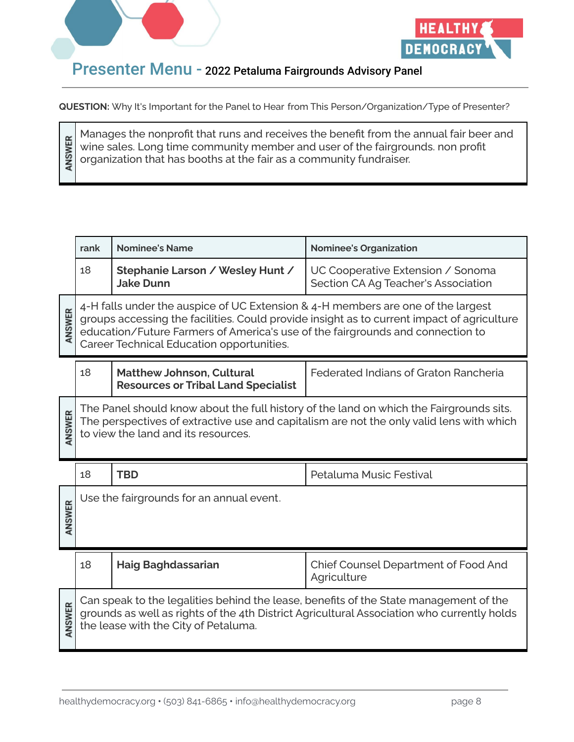## Presenter Menu - 2022 Petaluma Fairgrounds Advisory Panel

**QUESTION:** Why It's Important for the Panel to Hear from This Person/Organization/Type of Presenter?

**ANSWER:** Manages the nonprofit that runs and receives the benefit from the annual fair beer and wine sales. Long time community member and user of the fairgrounds. non profit organization that has booths at the fair as a community fundraiser.

| rank | Nominee's Name | Nominee's Organization |
|---|---|---|
| 18 | **Stephanie Larson / Wesley Hunt / Jake Dunn** | UC Cooperative Extension / Sonoma Section CA Ag Teacher's Association |

**ANSWER:** 4-H falls under the auspice of UC Extension & 4-H members are one of the largest groups accessing the facilities. Could provide insight as to current impact of agriculture education/Future Farmers of America's use of the fairgrounds and connection to Career Technical Education opportunities.

| rank | Nominee's Name | Nominee's Organization |
|---|---|---|
| 18 | **Matthew Johnson, Cultural Resources or Tribal Land Specialist** | Federated Indians of Graton Rancheria |

**ANSWER:** The Panel should know about the full history of the land on which the Fairgrounds sits. The perspectives of extractive use and capitalism are not the only valid lens with which to view the land and its resources.

| rank | Nominee's Name | Nominee's Organization |
|---|---|---|
| 18 | **TBD** | Petaluma Music Festival |

**ANSWER:** Use the fairgrounds for an annual event.

| rank | Nominee's Name | Nominee's Organization |
|---|---|---|
| 18 | **Haig Baghdassarian** | Chief Counsel Department of Food And Agriculture |

**ANSWER:** Can speak to the legalities behind the lease, benefits of the State management of the grounds as well as rights of the 4th District Agricultural Association who currently holds the lease with the City of Petaluma.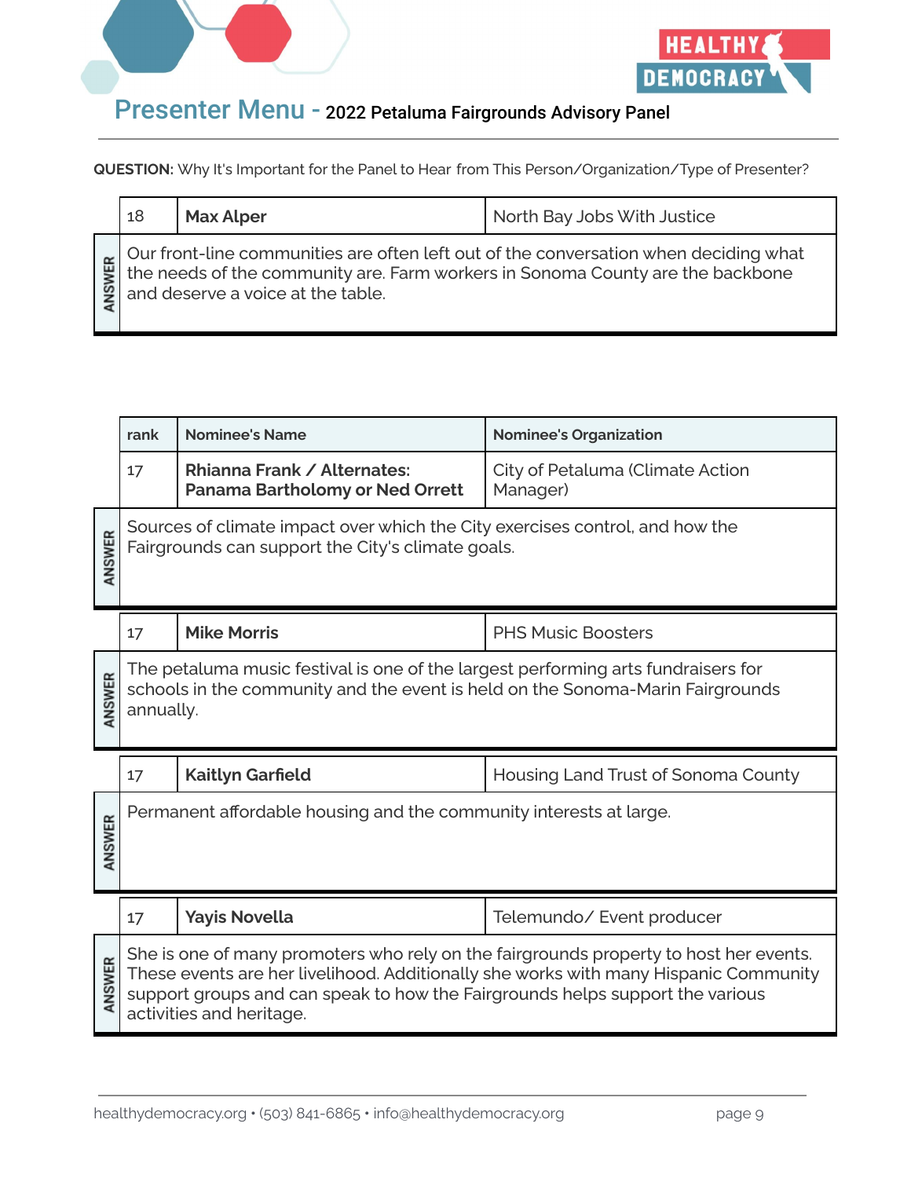## Presenter Menu - 2022 Petaluma Fairgrounds Advisory Panel

**QUESTION:** Why It's Important for the Panel to Hear from This Person/Organization/Type of Presenter?

| rank | Nominee's Name | Nominee's Organization |
|---|---|---|
| 18 | **Max Alper** | North Bay Jobs With Justice |
| ANSWER | Our front-line communities are often left out of the conversation when deciding what the needs of the community are. Farm workers in Sonoma County are the backbone and deserve a voice at the table. | |

| rank | Nominee's Name | Nominee's Organization |
|---|---|---|
| 17 | **Rhianna Frank / Alternates: Panama Bartholomy or Ned Orrett** | City of Petaluma (Climate Action Manager) |
| ANSWER | Sources of climate impact over which the City exercises control, and how the Fairgrounds can support the City's climate goals. | |
| 17 | **Mike Morris** | PHS Music Boosters |
| ANSWER | The petaluma music festival is one of the largest performing arts fundraisers for schools in the community and the event is held on the Sonoma-Marin Fairgrounds annually. | |
| 17 | **Kaitlyn Garfield** | Housing Land Trust of Sonoma County |
| ANSWER | Permanent affordable housing and the community interests at large. | |
| 17 | **Yayis Novella** | Telemundo/ Event producer |
| ANSWER | She is one of many promoters who rely on the fairgrounds property to host her events. These events are her livelihood. Additionally she works with many Hispanic Community support groups and can speak to how the Fairgrounds helps support the various activities and heritage. | |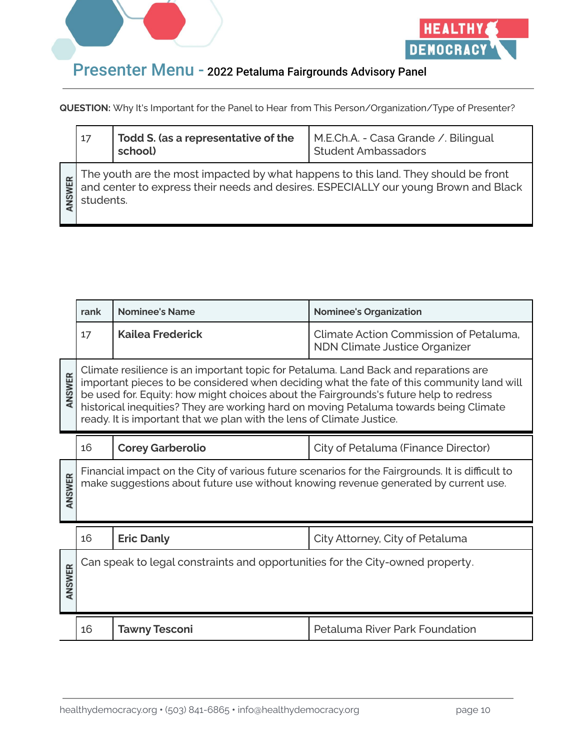# Presenter Menu - 2022 Petaluma Fairgrounds Advisory Panel

**QUESTION:** Why It's Important for the Panel to Hear from This Person/Organization/Type of Presenter?

| rank | Nominee's Name | Nominee's Organization |
|---|---|---|
| 17 | **Todd S. (as a representative of the school)** | M.E.Ch.A. - Casa Grande /. Bilingual Student Ambassadors |
| ANSWER | The youth are the most impacted by what happens to this land. They should be front and center to express their needs and desires. ESPECIALLY our young Brown and Black students. | |

| rank | Nominee's Name | Nominee's Organization |
|---|---|---|
| 17 | **Kailea Frederick** | Climate Action Commission of Petaluma, NDN Climate Justice Organizer |
| ANSWER | Climate resilience is an important topic for Petaluma. Land Back and reparations are important pieces to be considered when deciding what the fate of this community land will be used for. Equity: how might choices about the Fairgrounds's future help to redress historical inequities? They are working hard on moving Petaluma towards being Climate ready. It is important that we plan with the lens of Climate Justice. | |
| 16 | **Corey Garberolio** | City of Petaluma (Finance Director) |
| ANSWER | Financial impact on the City of various future scenarios for the Fairgrounds. It is difficult to make suggestions about future use without knowing revenue generated by current use. | |
| 16 | **Eric Danly** | City Attorney, City of Petaluma |
| ANSWER | Can speak to legal constraints and opportunities for the City-owned property. | |
| 16 | **Tawny Tesconi** | Petaluma River Park Foundation |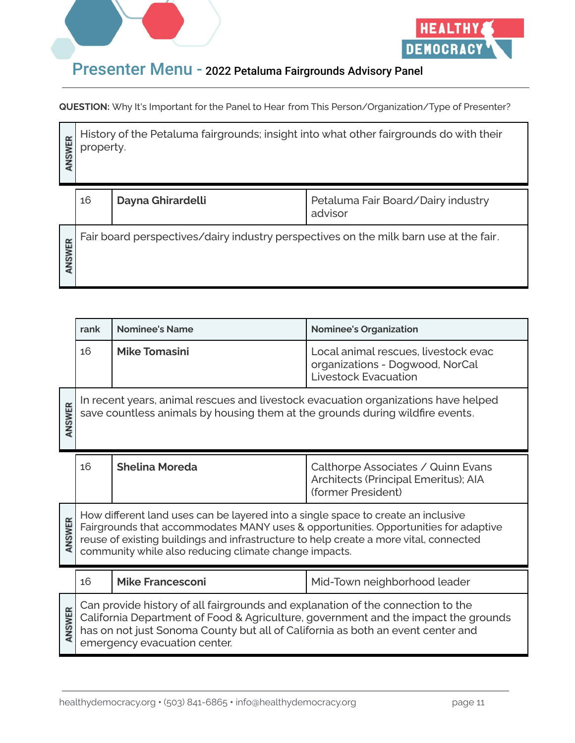## Presenter Menu - 2022 Petaluma Fairgrounds Advisory Panel

**QUESTION:** Why It's Important for the Panel to Hear from This Person/Organization/Type of Presenter?

**ANSWER:** History of the Petaluma fairgrounds; insight into what other fairgrounds do with their property.

| rank | Nominee's Name | Nominee's Organization |
|---|---|---|
| 16 | **Dayna Ghirardelli** | Petaluma Fair Board/Dairy industry advisor |

**ANSWER:** Fair board perspectives/dairy industry perspectives on the milk barn use at the fair.

| rank | Nominee's Name | Nominee's Organization |
|---|---|---|
| 16 | **Mike Tomasini** | Local animal rescues, livestock evac organizations - Dogwood, NorCal Livestock Evacuation |

**ANSWER:** In recent years, animal rescues and livestock evacuation organizations have helped save countless animals by housing them at the grounds during wildfire events.

| rank | Nominee's Name | Nominee's Organization |
|---|---|---|
| 16 | **Shelina Moreda** | Calthorpe Associates / Quinn Evans Architects (Principal Emeritus); AIA (former President) |

**ANSWER:** How different land uses can be layered into a single space to create an inclusive Fairgrounds that accommodates MANY uses & opportunities. Opportunities for adaptive reuse of existing buildings and infrastructure to help create a more vital, connected community while also reducing climate change impacts.

| rank | Nominee's Name | Nominee's Organization |
|---|---|---|
| 16 | **Mike Francesconi** | Mid-Town neighborhood leader |

**ANSWER:** Can provide history of all fairgrounds and explanation of the connection to the California Department of Food & Agriculture, government and the impact the grounds has on not just Sonoma County but all of California as both an event center and emergency evacuation center.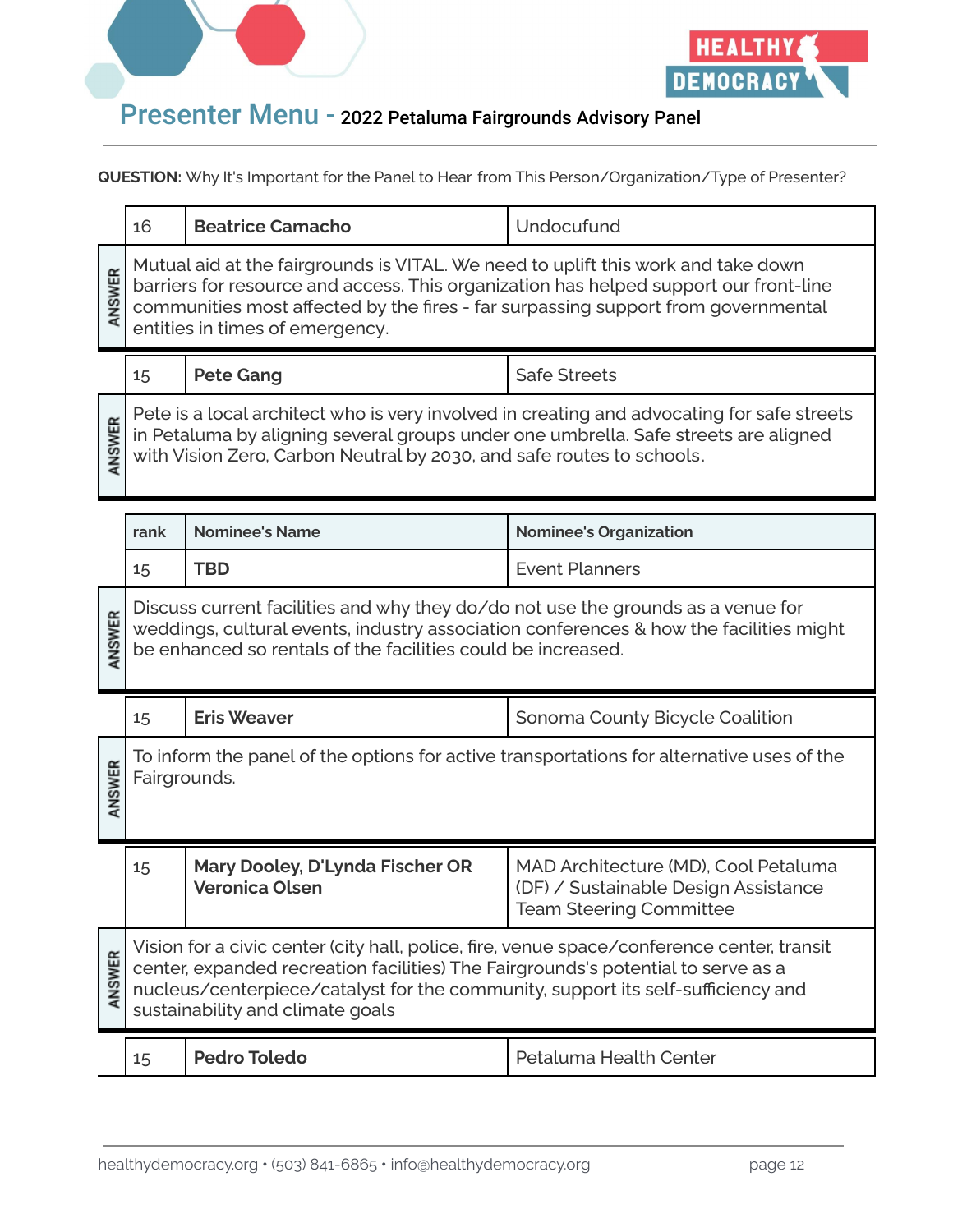## Presenter Menu - 2022 Petaluma Fairgrounds Advisory Panel

**QUESTION:** Why It's Important for the Panel to Hear from This Person/Organization/Type of Presenter?

| rank | Nominee's Name | Nominee's Organization |
|---|---|---|
| 16 | **Beatrice Camacho** | Undocufund |
| ANSWER | Mutual aid at the fairgrounds is VITAL. We need to uplift this work and take down barriers for resource and access. This organization has helped support our front-line communities most affected by the fires - far surpassing support from governmental entities in times of emergency. | |
| 15 | **Pete Gang** | Safe Streets |
| ANSWER | Pete is a local architect who is very involved in creating and advocating for safe streets in Petaluma by aligning several groups under one umbrella. Safe streets are aligned with Vision Zero, Carbon Neutral by 2030, and safe routes to schools. | |
| 15 | **TBD** | Event Planners |
| ANSWER | Discuss current facilities and why they do/do not use the grounds as a venue for weddings, cultural events, industry association conferences & how the facilities might be enhanced so rentals of the facilities could be increased. | |
| 15 | **Eris Weaver** | Sonoma County Bicycle Coalition |
| ANSWER | To inform the panel of the options for active transportations for alternative uses of the Fairgrounds. | |
| 15 | **Mary Dooley, D'Lynda Fischer OR Veronica Olsen** | MAD Architecture (MD), Cool Petaluma (DF) / Sustainable Design Assistance Team Steering Committee |
| ANSWER | Vision for a civic center (city hall, police, fire, venue space/conference center, transit center, expanded recreation facilities) The Fairgrounds's potential to serve as a nucleus/centerpiece/catalyst for the community, support its self-sufficiency and sustainability and climate goals | |
| 15 | **Pedro Toledo** | Petaluma Health Center |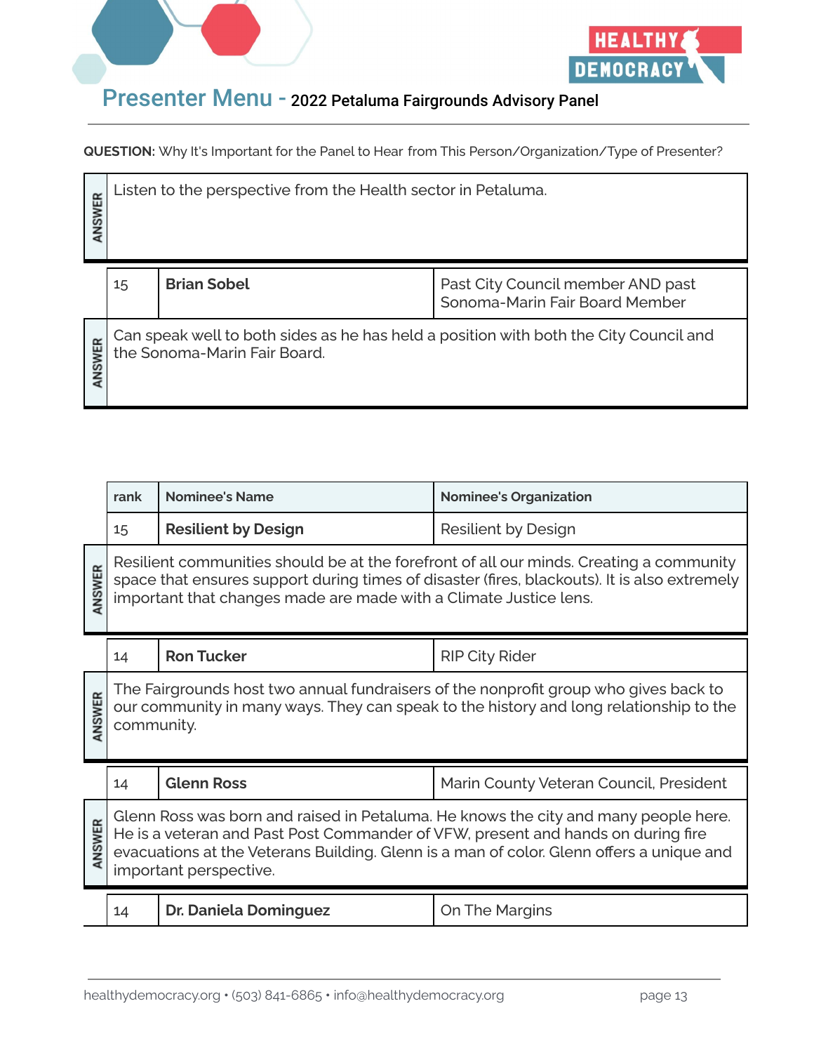## Presenter Menu - 2022 Petaluma Fairgrounds Advisory Panel

**QUESTION:** Why It's Important for the Panel to Hear from This Person/Organization/Type of Presenter?

**ANSWER:** Listen to the perspective from the Health sector in Petaluma.

| rank | Nominee's Name | Nominee's Organization |
|---|---|---|
| 15 | **Brian Sobel** | Past City Council member AND past Sonoma-Marin Fair Board Member |

**ANSWER:** Can speak well to both sides as he has held a position with both the City Council and the Sonoma-Marin Fair Board.

| rank | Nominee's Name | Nominee's Organization |
|---|---|---|
| 15 | **Resilient by Design** | Resilient by Design |

**ANSWER:** Resilient communities should be at the forefront of all our minds. Creating a community space that ensures support during times of disaster (fires, blackouts). It is also extremely important that changes made are made with a Climate Justice lens.

| rank | Nominee's Name | Nominee's Organization |
|---|---|---|
| 14 | **Ron Tucker** | RIP City Rider |

**ANSWER:** The Fairgrounds host two annual fundraisers of the nonprofit group who gives back to our community in many ways. They can speak to the history and long relationship to the community.

| rank | Nominee's Name | Nominee's Organization |
|---|---|---|
| 14 | **Glenn Ross** | Marin County Veteran Council, President |

**ANSWER:** Glenn Ross was born and raised in Petaluma. He knows the city and many people here. He is a veteran and Past Post Commander of VFW, present and hands on during fire evacuations at the Veterans Building. Glenn is a man of color. Glenn offers a unique and important perspective.

| rank | Nominee's Name | Nominee's Organization |
|---|---|---|
| 14 | **Dr. Daniela Dominguez** | On The Margins |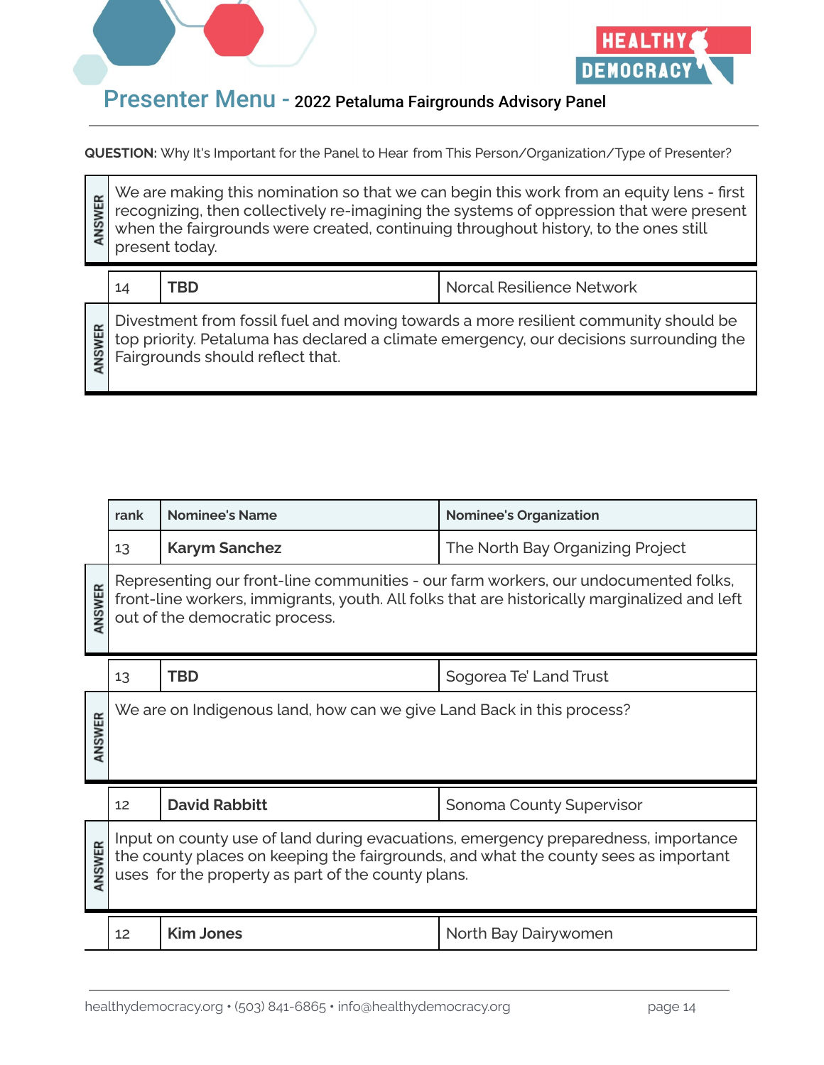## Presenter Menu - 2022 Petaluma Fairgrounds Advisory Panel

**QUESTION:** Why It's Important for the Panel to Hear from This Person/Organization/Type of Presenter?

**ANSWER:** We are making this nomination so that we can begin this work from an equity lens - first recognizing, then collectively re-imagining the systems of oppression that were present when the fairgrounds were created, continuing throughout history, to the ones still present today.

| 14 | **TBD** | Norcal Resilience Network |
|---|---|---|

**ANSWER:** Divestment from fossil fuel and moving towards a more resilient community should be top priority. Petaluma has declared a climate emergency, our decisions surrounding the Fairgrounds should reflect that.

| rank | Nominee's Name | Nominee's Organization |
|---|---|---|
| 13 | **Karym Sanchez** | The North Bay Organizing Project |

**ANSWER:** Representing our front-line communities - our farm workers, our undocumented folks, front-line workers, immigrants, youth. All folks that are historically marginalized and left out of the democratic process.

| 13 | **TBD** | Sogorea Te' Land Trust |
|---|---|---|

**ANSWER:** We are on Indigenous land, how can we give Land Back in this process?

| 12 | **David Rabbitt** | Sonoma County Supervisor |
|---|---|---|

**ANSWER:** Input on county use of land during evacuations, emergency preparedness, importance the county places on keeping the fairgrounds, and what the county sees as important uses for the property as part of the county plans.

| 12 | **Kim Jones** | North Bay Dairywomen |
|---|---|---|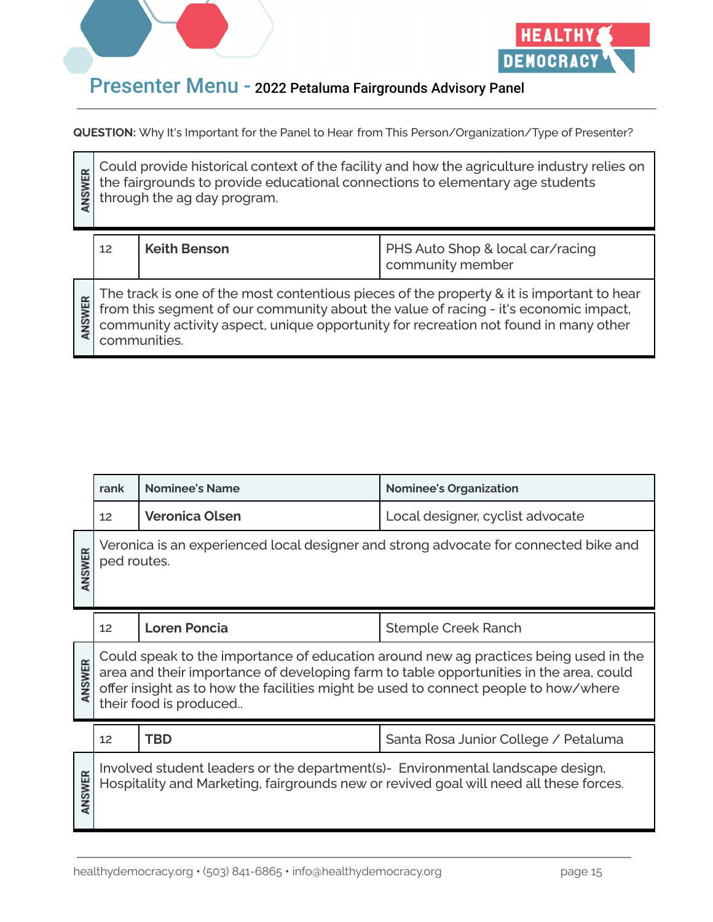# Presenter Menu - 2022 Petaluma Fairgrounds Advisory Panel

**QUESTION:** Why It's Important for the Panel to Hear from This Person/Organization/Type of Presenter?

**ANSWER:** Could provide historical context of the facility and how the agriculture industry relies on the fairgrounds to provide educational connections to elementary age students through the ag day program.

| rank | Nominee's Name | Nominee's Organization |
|---|---|---|
| 12 | **Keith Benson** | PHS Auto Shop & local car/racing community member |

**ANSWER:** The track is one of the most contentious pieces of the property & it is important to hear from this segment of our community about the value of racing - it's economic impact, community activity aspect, unique opportunity for recreation not found in many other communities.

| rank | Nominee's Name | Nominee's Organization |
|---|---|---|
| 12 | **Veronica Olsen** | Local designer, cyclist advocate |

**ANSWER:** Veronica is an experienced local designer and strong advocate for connected bike and ped routes.

| rank | Nominee's Name | Nominee's Organization |
|---|---|---|
| 12 | **Loren Poncia** | Stemple Creek Ranch |

**ANSWER:** Could speak to the importance of education around new ag practices being used in the area and their importance of developing farm to table opportunities in the area, could offer insight as to how the facilities might be used to connect people to how/where their food is produced..

| rank | Nominee's Name | Nominee's Organization |
|---|---|---|
| 12 | **TBD** | Santa Rosa Junior College / Petaluma |

**ANSWER:** Involved student leaders or the department(s)- Environmental landscape design, Hospitality and Marketing, fairgrounds new or revived goal will need all these forces.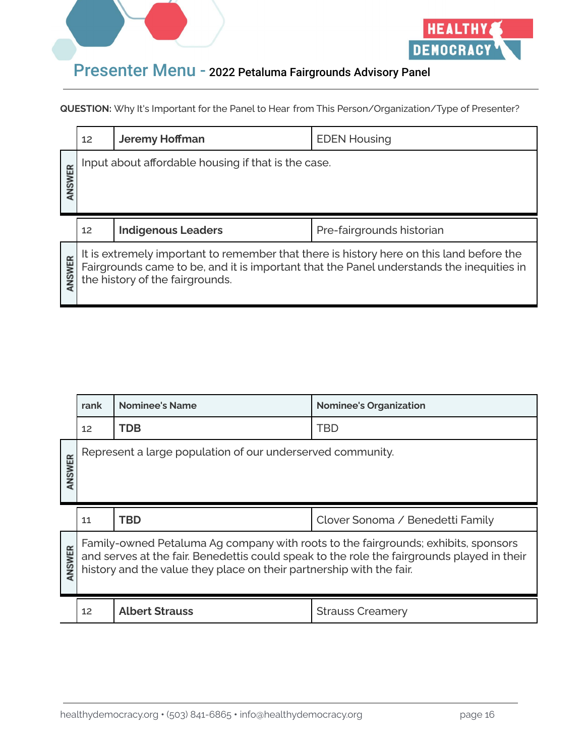## Presenter Menu - 2022 Petaluma Fairgrounds Advisory Panel

**QUESTION:** Why It's Important for the Panel to Hear from This Person/Organization/Type of Presenter?

| 12 | **Jeremy Hoffman** | EDEN Housing |
|---|---|---|
| ANSWER | Input about affordable housing if that is the case. | |

| 12 | **Indigenous Leaders** | Pre-fairgrounds historian |
|---|---|---|
| ANSWER | It is extremely important to remember that there is history here on this land before the Fairgrounds came to be, and it is important that the Panel understands the inequities in the history of the fairgrounds. | |

| rank | Nominee's Name | Nominee's Organization |
|---|---|---|
| 12 | **TDB** | TBD |
| ANSWER | Represent a large population of our underserved community. | |
| 11 | **TBD** | Clover Sonoma / Benedetti Family |
| ANSWER | Family-owned Petaluma Ag company with roots to the fairgrounds; exhibits, sponsors and serves at the fair. Benedettis could speak to the role the fairgrounds played in their history and the value they place on their partnership with the fair. | |
| 12 | **Albert Strauss** | Strauss Creamery |

healthydemocracy.org • (503) 841-6865 • info@healthydemocracy.org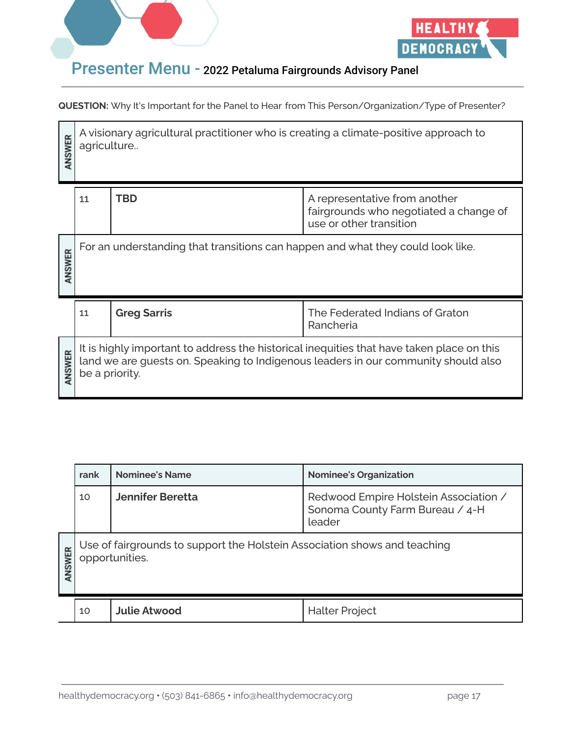## Presenter Menu - 2022 Petaluma Fairgrounds Advisory Panel

**QUESTION:** Why It's Important for the Panel to Hear from This Person/Organization/Type of Presenter?

**ANSWER:** A visionary agricultural practitioner who is creating a climate-positive approach to agriculture..

| rank | Nominee's Name | Nominee's Organization |
|---|---|---|
| 11 | **TBD** | A representative from another fairgrounds who negotiated a change of use or other transition |

**ANSWER:** For an understanding that transitions can happen and what they could look like.

| rank | Nominee's Name | Nominee's Organization |
|---|---|---|
| 11 | **Greg Sarris** | The Federated Indians of Graton Rancheria |

**ANSWER:** It is highly important to address the historical inequities that have taken place on this land we are guests on. Speaking to Indigenous leaders in our community should also be a priority.

| rank | Nominee's Name | Nominee's Organization |
|---|---|---|
| 10 | **Jennifer Beretta** | Redwood Empire Holstein Association / Sonoma County Farm Bureau / 4-H leader |

**ANSWER:** Use of fairgrounds to support the Holstein Association shows and teaching opportunities.

| rank | Nominee's Name | Nominee's Organization |
|---|---|---|
| 10 | **Julie Atwood** | Halter Project |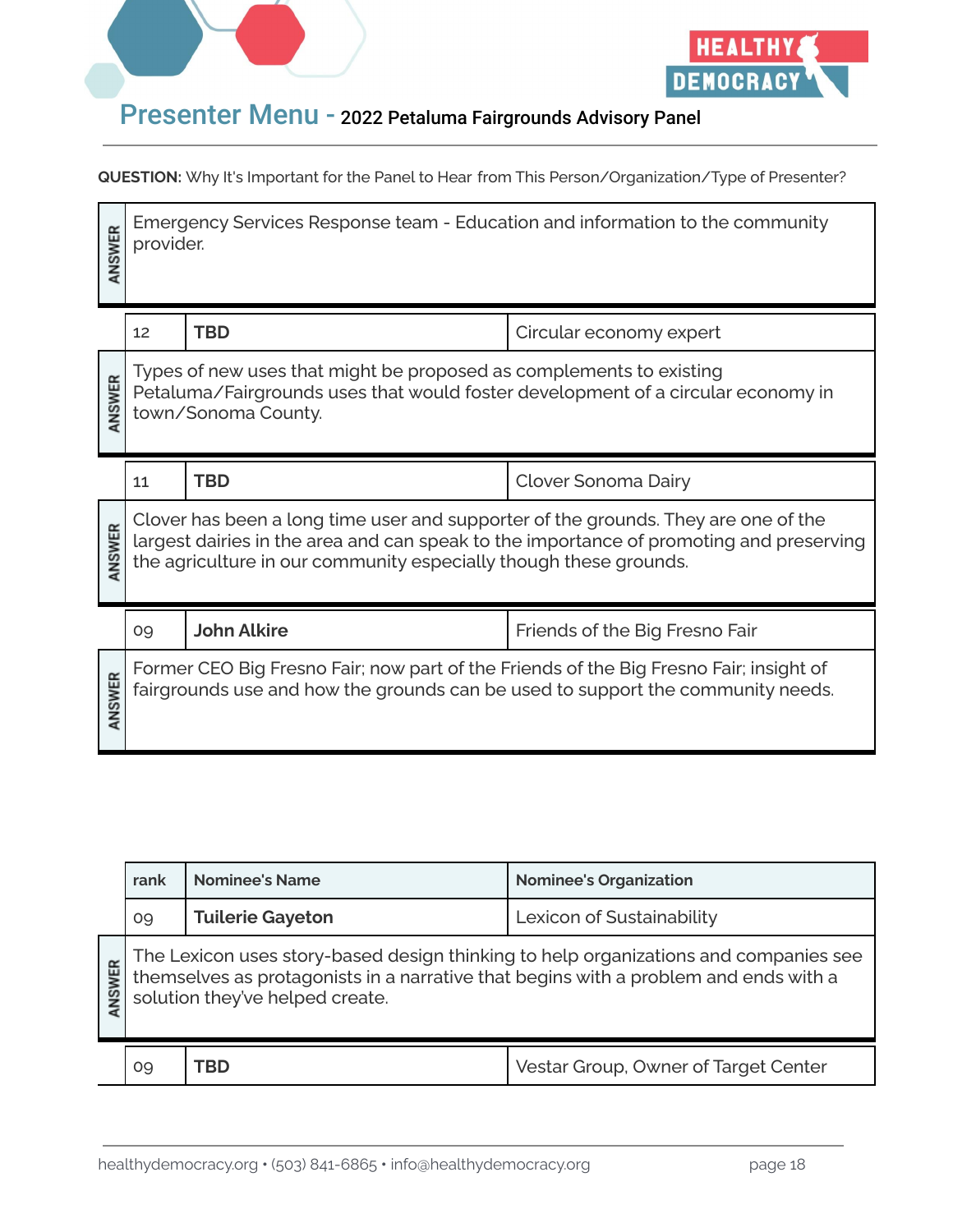## Presenter Menu - 2022 Petaluma Fairgrounds Advisory Panel

**QUESTION:** Why It's Important for the Panel to Hear from This Person/Organization/Type of Presenter?

**ANSWER:** Emergency Services Response team - Education and information to the community provider.

| 12 | **TBD** | Circular economy expert |
|---|---|---|

**ANSWER:** Types of new uses that might be proposed as complements to existing Petaluma/Fairgrounds uses that would foster development of a circular economy in town/Sonoma County.

| 11 | **TBD** | Clover Sonoma Dairy |
|---|---|---|

**ANSWER:** Clover has been a long time user and supporter of the grounds. They are one of the largest dairies in the area and can speak to the importance of promoting and preserving the agriculture in our community especially though these grounds.

| 09 | **John Alkire** | Friends of the Big Fresno Fair |
|---|---|---|

**ANSWER:** Former CEO Big Fresno Fair; now part of the Friends of the Big Fresno Fair; insight of fairgrounds use and how the grounds can be used to support the community needs.

| rank | Nominee's Name | Nominee's Organization |
|---|---|---|
| 09 | **Tuilerie Gayeton** | Lexicon of Sustainability |

**ANSWER:** The Lexicon uses story-based design thinking to help organizations and companies see themselves as protagonists in a narrative that begins with a problem and ends with a solution they've helped create.

| 09 | **TBD** | Vestar Group, Owner of Target Center |
|---|---|---|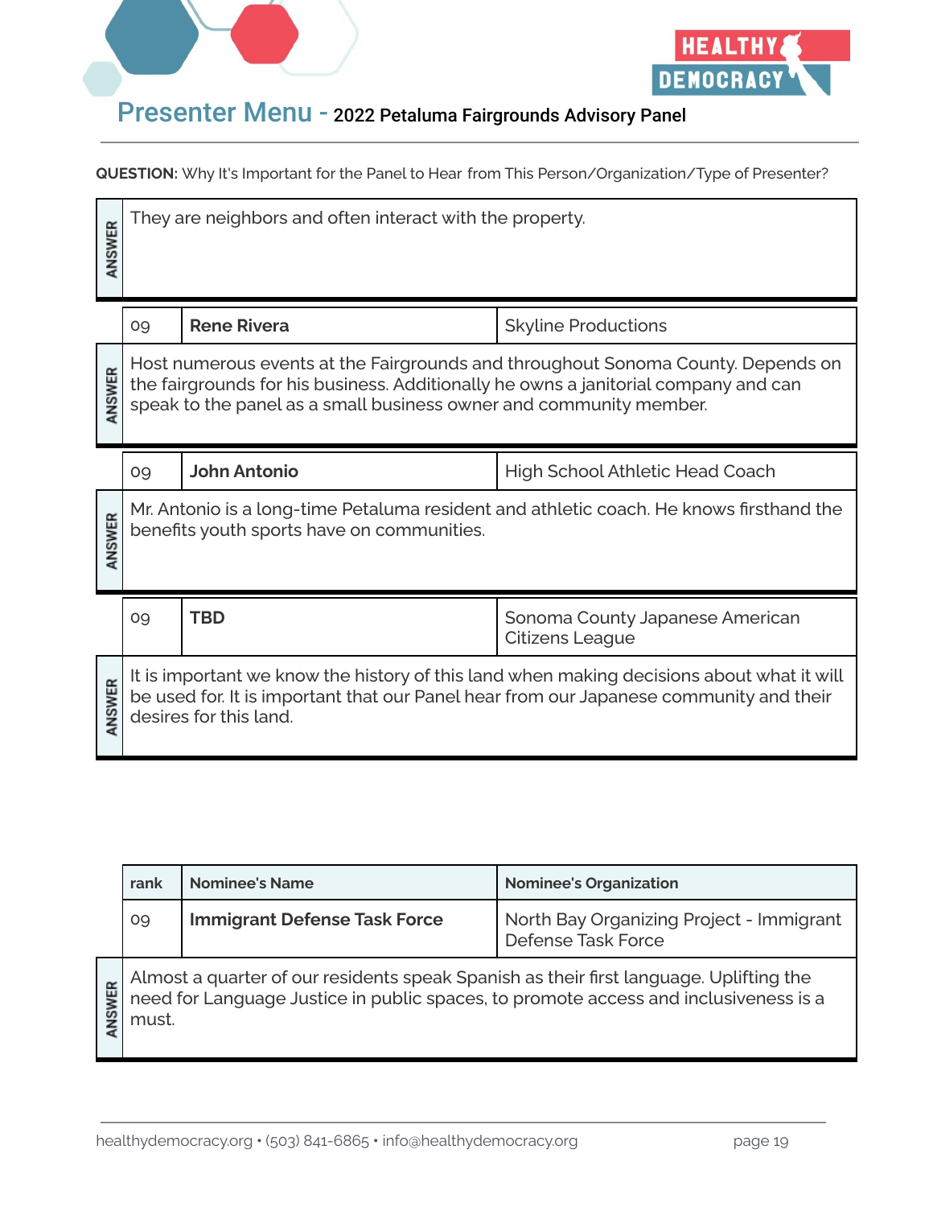## Presenter Menu - 2022 Petaluma Fairgrounds Advisory Panel

**QUESTION:** Why It's Important for the Panel to Hear from This Person/Organization/Type of Presenter?

**ANSWER:** They are neighbors and often interact with the property.

| rank | Nominee's Name | Nominee's Organization |
|---|---|---|
| 09 | **Rene Rivera** | Skyline Productions |

**ANSWER:** Host numerous events at the Fairgrounds and throughout Sonoma County. Depends on the fairgrounds for his business. Additionally he owns a janitorial company and can speak to the panel as a small business owner and community member.

| rank | Nominee's Name | Nominee's Organization |
|---|---|---|
| 09 | **John Antonio** | High School Athletic Head Coach |

**ANSWER:** Mr. Antonio is a long-time Petaluma resident and athletic coach. He knows firsthand the benefits youth sports have on communities.

| rank | Nominee's Name | Nominee's Organization |
|---|---|---|
| 09 | **TBD** | Sonoma County Japanese American Citizens League |

**ANSWER:** It is important we know the history of this land when making decisions about what it will be used for. It is important that our Panel hear from our Japanese community and their desires for this land.

| rank | Nominee's Name | Nominee's Organization |
|---|---|---|
| 09 | **Immigrant Defense Task Force** | North Bay Organizing Project - Immigrant Defense Task Force |

**ANSWER:** Almost a quarter of our residents speak Spanish as their first language. Uplifting the need for Language Justice in public spaces, to promote access and inclusiveness is a must.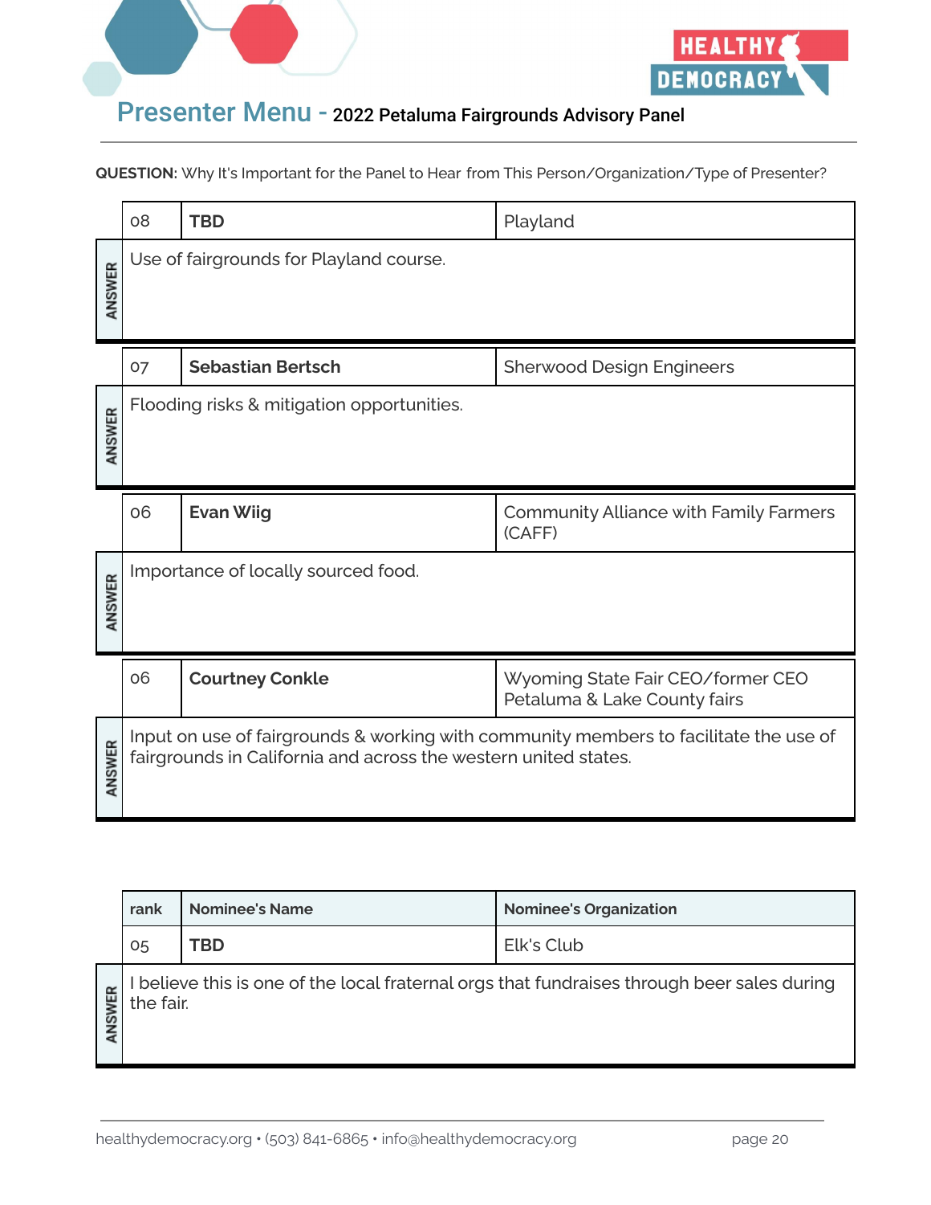## Presenter Menu - 2022 Petaluma Fairgrounds Advisory Panel

**QUESTION:** Why It's Important for the Panel to Hear from This Person/Organization/Type of Presenter?

| rank | Nominee's Name | Nominee's Organization |
|---|---|---|
| 08 | **TBD** | Playland |
| ANSWER | Use of fairgrounds for Playland course. | |
| 07 | **Sebastian Bertsch** | Sherwood Design Engineers |
| ANSWER | Flooding risks & mitigation opportunities. | |
| 06 | **Evan Wiig** | Community Alliance with Family Farmers (CAFF) |
| ANSWER | Importance of locally sourced food. | |
| 06 | **Courtney Conkle** | Wyoming State Fair CEO/former CEO Petaluma & Lake County fairs |
| ANSWER | Input on use of fairgrounds & working with community members to facilitate the use of fairgrounds in California and across the western united states. | |

| rank | Nominee's Name | Nominee's Organization |
|---|---|---|
| 05 | **TBD** | Elk's Club |
| ANSWER | I believe this is one of the local fraternal orgs that fundraises through beer sales during the fair. | |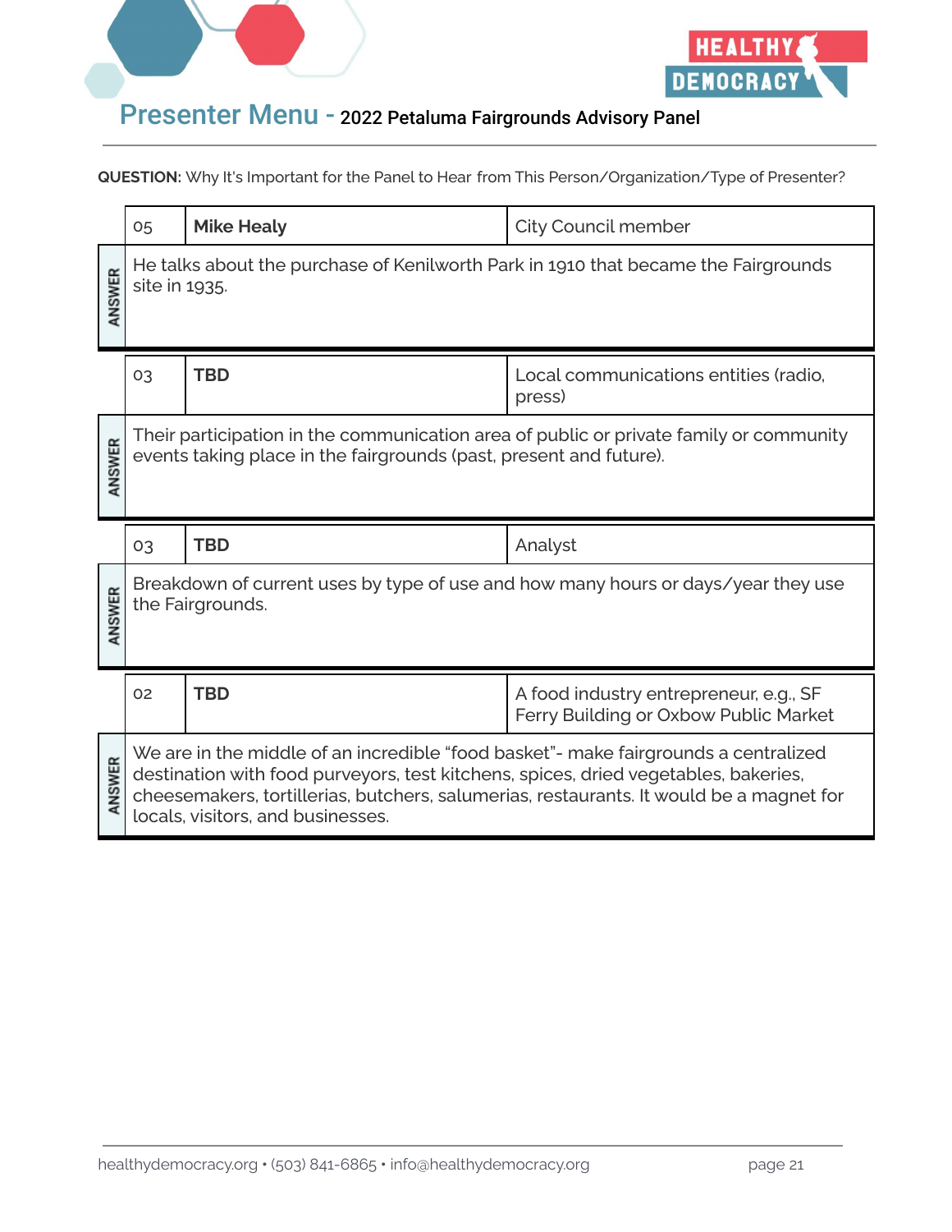# Presenter Menu - 2022 Petaluma Fairgrounds Advisory Panel

**QUESTION:** Why It's Important for the Panel to Hear from This Person/Organization/Type of Presenter?

| | | |
|---|---|---|
| 05 | **Mike Healy** | City Council member |

**ANSWER:** He talks about the purchase of Kenilworth Park in 1910 that became the Fairgrounds site in 1935.

| | | |
|---|---|---|
| 03 | **TBD** | Local communications entities (radio, press) |

**ANSWER:** Their participation in the communication area of public or private family or community events taking place in the fairgrounds (past, present and future).

| | | |
|---|---|---|
| 03 | **TBD** | Analyst |

**ANSWER:** Breakdown of current uses by type of use and how many hours or days/year they use the Fairgrounds.

| | | |
|---|---|---|
| 02 | **TBD** | A food industry entrepreneur, e.g., SF Ferry Building or Oxbow Public Market |

**ANSWER:** We are in the middle of an incredible "food basket"- make fairgrounds a centralized destination with food purveyors, test kitchens, spices, dried vegetables, bakeries, cheesemakers, tortillerias, butchers, salumerias, restaurants. It would be a magnet for locals, visitors, and businesses.

healthydemocracy.org • (503) 841-6865 • info@healthydemocracy.org